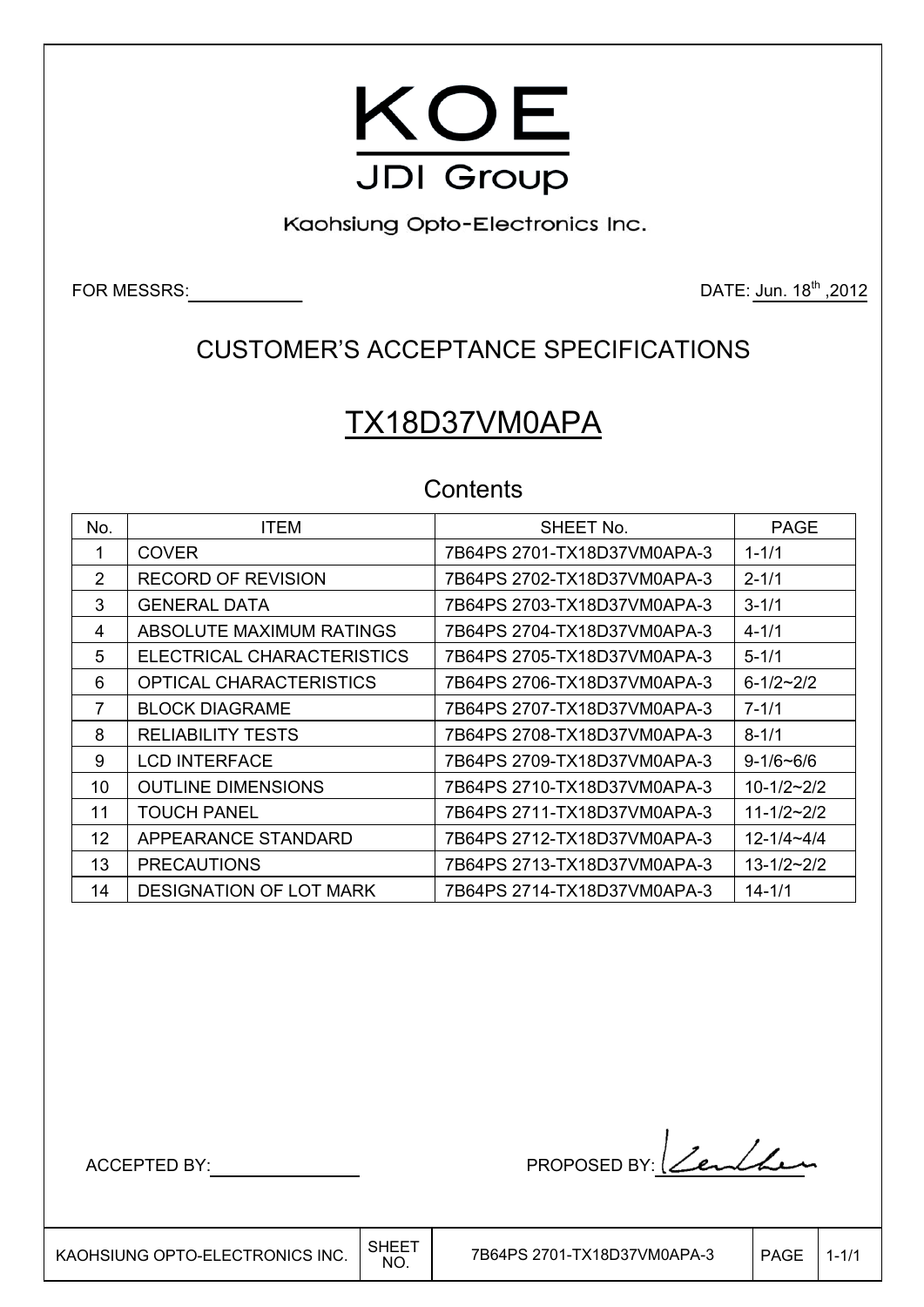# KOE

JDI Group

Kaohsiung Opto-Electronics Inc.

FOR MESSRS:\_\_\_\_\_\_\_\_\_\_ DATE: Jun. 18th ,2012

## CUSTOMER'S ACCEPTANCE SPECIFICATIONS

# TX18D37VM0APA

## Contents

| No. | ITEM | SHEET No. | PAGE |
|---|---|---|---|
| 1 | COVER | 7B64PS 2701-TX18D37VM0APA-3 | 1-1/1 |
| 2 | RECORD OF REVISION | 7B64PS 2702-TX18D37VM0APA-3 | 2-1/1 |
| 3 | GENERAL DATA | 7B64PS 2703-TX18D37VM0APA-3 | 3-1/1 |
| 4 | ABSOLUTE MAXIMUM RATINGS | 7B64PS 2704-TX18D37VM0APA-3 | 4-1/1 |
| 5 | ELECTRICAL CHARACTERISTICS | 7B64PS 2705-TX18D37VM0APA-3 | 5-1/1 |
| 6 | OPTICAL CHARACTERISTICS | 7B64PS 2706-TX18D37VM0APA-3 | 6-1/2~2/2 |
| 7 | BLOCK DIAGRAME | 7B64PS 2707-TX18D37VM0APA-3 | 7-1/1 |
| 8 | RELIABILITY TESTS | 7B64PS 2708-TX18D37VM0APA-3 | 8-1/1 |
| 9 | LCD INTERFACE | 7B64PS 2709-TX18D37VM0APA-3 | 9-1/6~6/6 |
| 10 | OUTLINE DIMENSIONS | 7B64PS 2710-TX18D37VM0APA-3 | 10-1/2~2/2 |
| 11 | TOUCH PANEL | 7B64PS 2711-TX18D37VM0APA-3 | 11-1/2~2/2 |
| 12 | APPEARANCE STANDARD | 7B64PS 2712-TX18D37VM0APA-3 | 12-1/4~4/4 |
| 13 | PRECAUTIONS | 7B64PS 2713-TX18D37VM0APA-3 | 13-1/2~2/2 |
| 14 | DESIGNATION OF LOT MARK | 7B64PS 2714-TX18D37VM0APA-3 | 14-1/1 |

ACCEPTED BY:\_\_\_\_\_\_\_\_\_\_ PROPOSED BY: (signature)

| KAOHSIUNG OPTO-ELECTRONICS INC. | SHEET NO. | 7B64PS 2701-TX18D37VM0APA-3 | PAGE | 1-1/1 |
|---|---|---|---|---|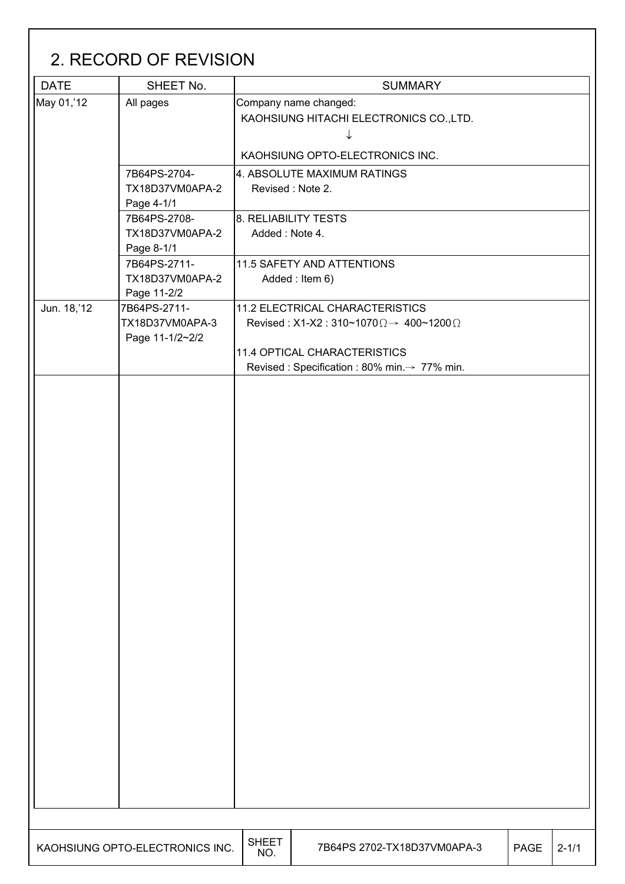## 2. RECORD OF REVISION

| DATE | SHEET No. | SUMMARY |
|---|---|---|
| May 01,'12 | All pages | Company name changed:<br>KAOHSIUNG HITACHI ELECTRONICS CO.,LTD.<br>↓<br>KAOHSIUNG OPTO-ELECTRONICS INC. |
| | 7B64PS-2704-<br>TX18D37VM0APA-2<br>Page 4-1/1 | 4. ABSOLUTE MAXIMUM RATINGS<br>Revised : Note 2. |
| | 7B64PS-2708-<br>TX18D37VM0APA-2<br>Page 8-1/1 | 8. RELIABILITY TESTS<br>Added : Note 4. |
| | 7B64PS-2711-<br>TX18D37VM0APA-2<br>Page 11-2/2 | 11.5 SAFETY AND ATTENTIONS<br>Added : Item 6) |
| Jun. 18,'12 | 7B64PS-2711-<br>TX18D37VM0APA-3<br>Page 11-1/2~2/2 | 11.2 ELECTRICAL CHARACTERISTICS<br>Revised : X1-X2 : 310~1070Ω→ 400~1200Ω<br><br>11.4 OPTICAL CHARACTERISTICS<br>Revised : Specification : 80% min.→ 77% min. |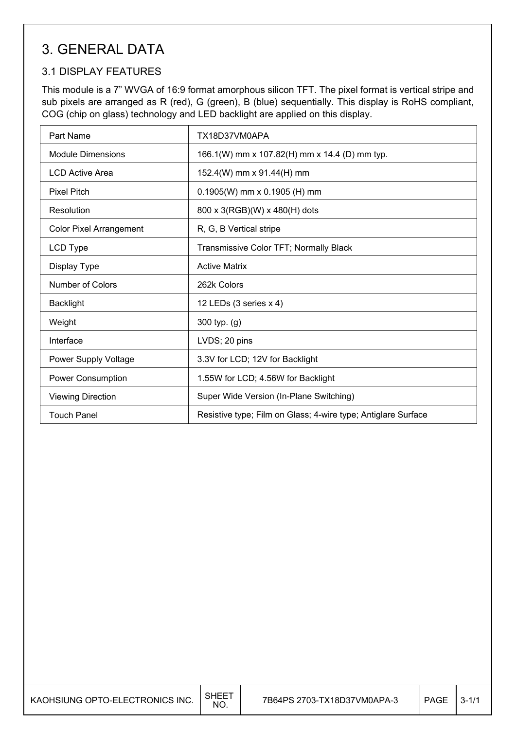# 3. GENERAL DATA

## 3.1 DISPLAY FEATURES

This module is a 7" WVGA of 16:9 format amorphous silicon TFT. The pixel format is vertical stripe and sub pixels are arranged as R (red), G (green), B (blue) sequentially. This display is RoHS compliant, COG (chip on glass) technology and LED backlight are applied on this display.

| | |
|---|---|
| Part Name | TX18D37VM0APA |
| Module Dimensions | 166.1(W) mm x 107.82(H) mm x 14.4 (D) mm typ. |
| LCD Active Area | 152.4(W) mm x 91.44(H) mm |
| Pixel Pitch | 0.1905(W) mm x 0.1905 (H) mm |
| Resolution | 800 x 3(RGB)(W) x 480(H) dots |
| Color Pixel Arrangement | R, G, B Vertical stripe |
| LCD Type | Transmissive Color TFT; Normally Black |
| Display Type | Active Matrix |
| Number of Colors | 262k Colors |
| Backlight | 12 LEDs (3 series x 4) |
| Weight | 300 typ. (g) |
| Interface | LVDS; 20 pins |
| Power Supply Voltage | 3.3V for LCD; 12V for Backlight |
| Power Consumption | 1.55W for LCD; 4.56W for Backlight |
| Viewing Direction | Super Wide Version (In-Plane Switching) |
| Touch Panel | Resistive type; Film on Glass; 4-wire type; Antiglare Surface |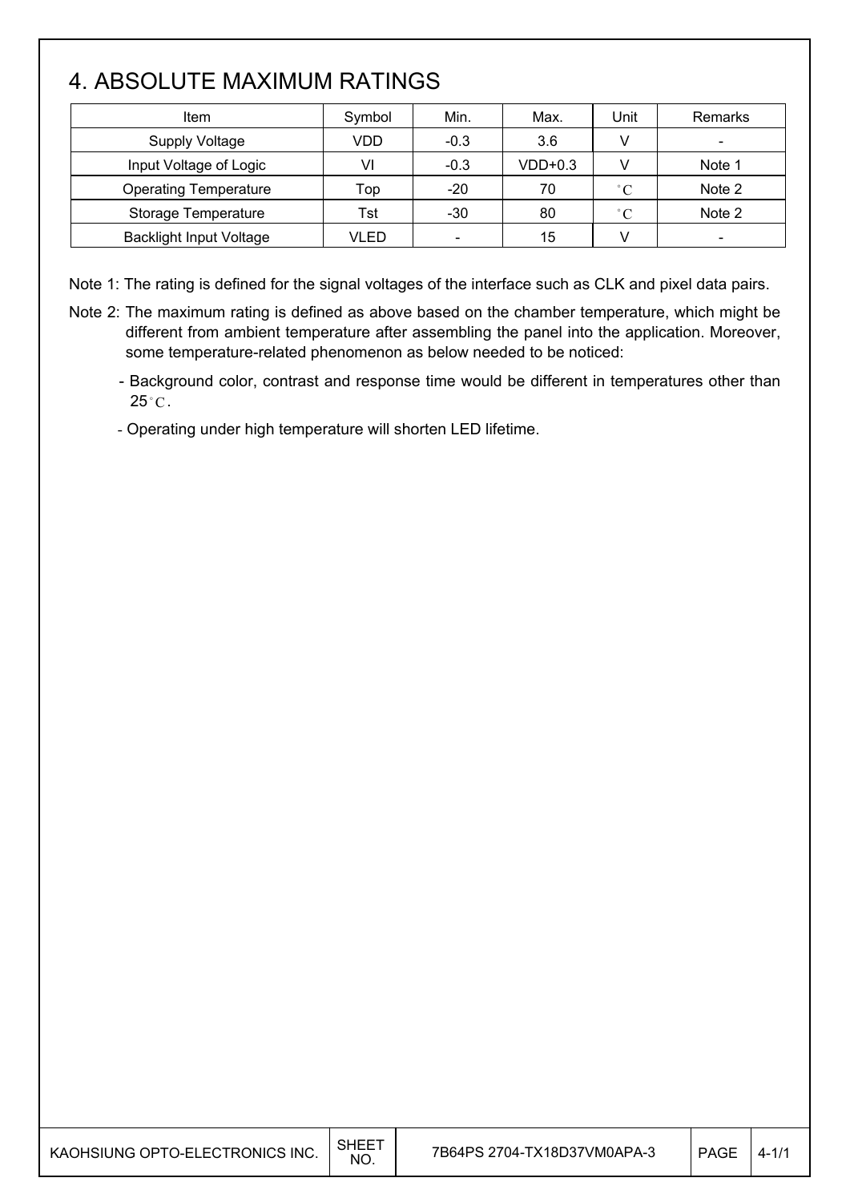# 4. ABSOLUTE MAXIMUM RATINGS

| Item | Symbol | Min. | Max. | Unit | Remarks |
|---|---|---|---|---|---|
| Supply Voltage | VDD | -0.3 | 3.6 | V | - |
| Input Voltage of Logic | VI | -0.3 | VDD+0.3 | V | Note 1 |
| Operating Temperature | Top | -20 | 70 | °C | Note 2 |
| Storage Temperature | Tst | -30 | 80 | °C | Note 2 |
| Backlight Input Voltage | VLED | - | 15 | V | - |

Note 1: The rating is defined for the signal voltages of the interface such as CLK and pixel data pairs.

Note 2: The maximum rating is defined as above based on the chamber temperature, which might be different from ambient temperature after assembling the panel into the application. Moreover, some temperature-related phenomenon as below needed to be noticed:

- Background color, contrast and response time would be different in temperatures other than 25°C.
- Operating under high temperature will shorten LED lifetime.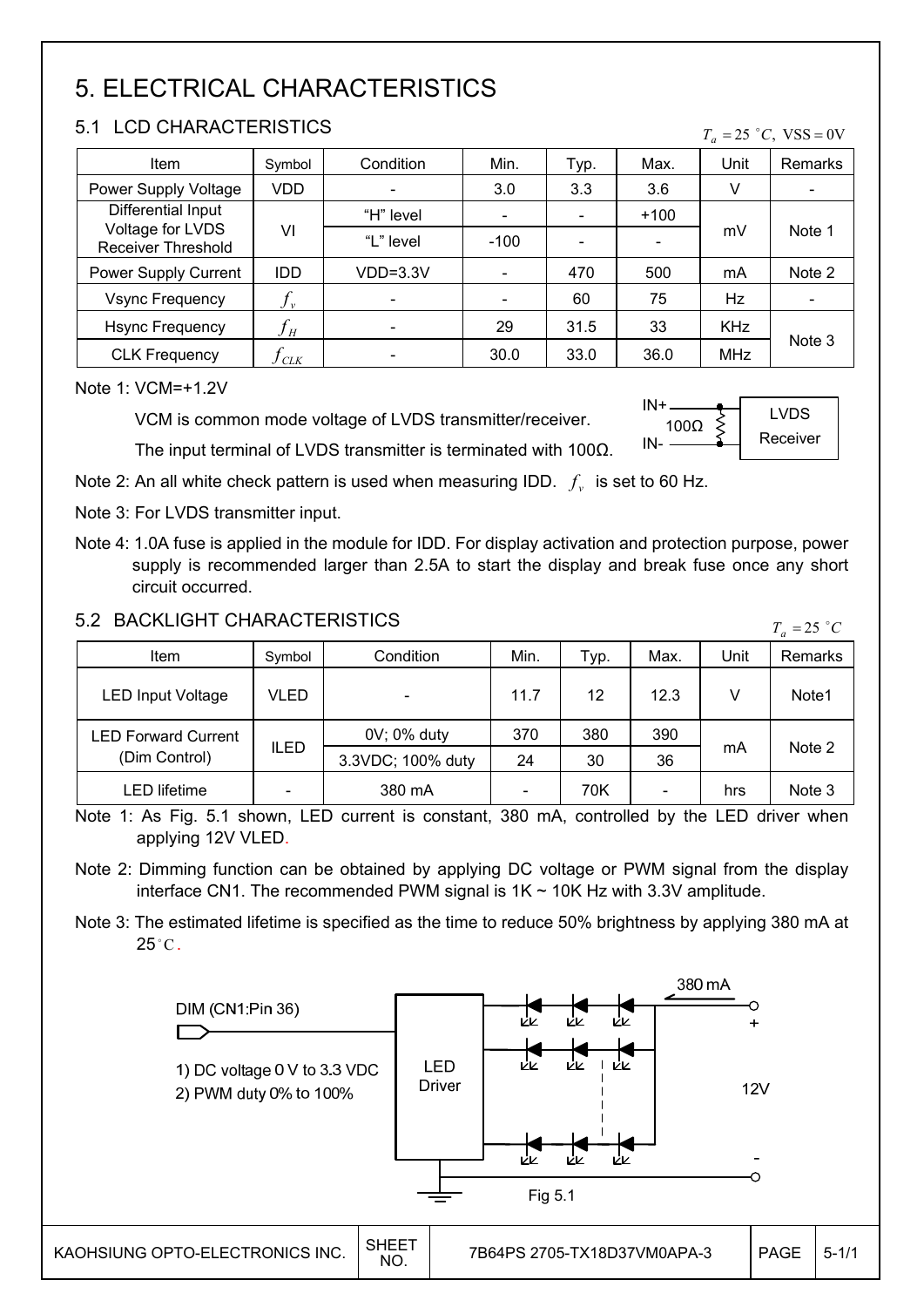# 5. ELECTRICAL CHARACTERISTICS

## 5.1 LCD CHARACTERISTICS

$T_a = 25\ ^\circ C,\ VSS = 0V$

| Item | Symbol | Condition | Min. | Typ. | Max. | Unit | Remarks |
|---|---|---|---|---|---|---|---|
| Power Supply Voltage | VDD | - | 3.0 | 3.3 | 3.6 | V | - |
| Differential Input Voltage for LVDS Receiver Threshold | VI | "H" level | - | - | +100 | mV | Note 1 |
| | | "L" level | -100 | - | - | | |
| Power Supply Current | IDD | VDD=3.3V | - | 470 | 500 | mA | Note 2 |
| Vsync Frequency | $f_v$ | - | - | 60 | 75 | Hz | - |
| Hsync Frequency | $f_H$ | - | 29 | 31.5 | 33 | KHz | Note 3 |
| CLK Frequency | $f_{CLK}$ | - | 30.0 | 33.0 | 36.0 | MHz | |

Note 1: VCM=+1.2V

VCM is common mode voltage of LVDS transmitter/receiver.

The input terminal of LVDS transmitter is terminated with 100Ω.

IN+
IN-
100Ω
LVDS Receiver

Note 2: An all white check pattern is used when measuring IDD. $f_v$ is set to 60 Hz.

Note 3: For LVDS transmitter input.

Note 4: 1.0A fuse is applied in the module for IDD. For display activation and protection purpose, power supply is recommended larger than 2.5A to start the display and break fuse once any short circuit occurred.

## 5.2 BACKLIGHT CHARACTERISTICS

$T_a = 25\ ^\circ C$

| Item | Symbol | Condition | Min. | Typ. | Max. | Unit | Remarks |
|---|---|---|---|---|---|---|---|
| LED Input Voltage | VLED | - | 11.7 | 12 | 12.3 | V | Note1 |
| LED Forward Current (Dim Control) | ILED | 0V; 0% duty | 370 | 380 | 390 | mA | Note 2 |
| | | 3.3VDC; 100% duty | 24 | 30 | 36 | | |
| LED lifetime | - | 380 mA | - | 70K | - | hrs | Note 3 |

Note 1: As Fig. 5.1 shown, LED current is constant, 380 mA, controlled by the LED driver when applying 12V VLED.

Note 2: Dimming function can be obtained by applying DC voltage or PWM signal from the display interface CN1. The recommended PWM signal is 1K ~ 10K Hz with 3.3V amplitude.

Note 3: The estimated lifetime is specified as the time to reduce 50% brightness by applying 380 mA at 25°C.

DIM (CN1:Pin 36)

1) DC voltage 0 V to 3.3 VDC

2) PWM duty 0% to 100%

LED Driver

380 mA

+

12V

-

Fig 5.1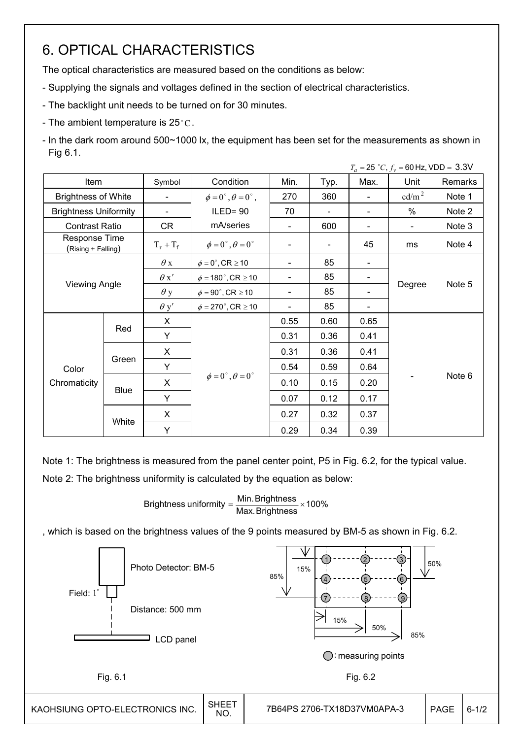# 6. OPTICAL CHARACTERISTICS

The optical characteristics are measured based on the conditions as below:

- Supplying the signals and voltages defined in the section of electrical characteristics.
- The backlight unit needs to be turned on for 30 minutes.
- The ambient temperature is 25°C.
- In the dark room around 500~1000 lx, the equipment has been set for the measurements as shown in Fig 6.1.

$T_a = 25\ ^{\circ}C$, $f_v = 60$ Hz, VDD = 3.3V

| Item | | Symbol | Condition | Min. | Typ. | Max. | Unit | Remarks |
|---|---|---|---|---|---|---|---|---|
| Brightness of White | | - | $\phi = 0^{\circ}, \theta = 0^{\circ}$, ILED= 90 mA/series | 270 | 360 | - | $cd/m^2$ | Note 1 |
| Brightness Uniformity | | - | | 70 | - | - | % | Note 2 |
| Contrast Ratio | | CR | | - | 600 | - | - | Note 3 |
| Response Time (Rising + Falling) | | $T_r + T_f$ | $\phi = 0^{\circ}, \theta = 0^{\circ}$ | - | - | 45 | ms | Note 4 |
| Viewing Angle | | $\theta x$ | $\phi = 0^{\circ}$, CR $\geq 10$ | - | 85 | - | Degree | Note 5 |
| | | $\theta x'$ | $\phi = 180^{\circ}$, CR $\geq 10$ | - | 85 | - | | |
| | | $\theta y$ | $\phi = 90^{\circ}$, CR $\geq 10$ | - | 85 | - | | |
| | | $\theta y'$ | $\phi = 270^{\circ}$, CR $\geq 10$ | - | 85 | - | | |
| Color Chromaticity | Red | X | $\phi = 0^{\circ}, \theta = 0^{\circ}$ | 0.55 | 0.60 | 0.65 | - | Note 6 |
| | | Y | | 0.31 | 0.36 | 0.41 | | |
| | Green | X | | 0.31 | 0.36 | 0.41 | | |
| | | Y | | 0.54 | 0.59 | 0.64 | | |
| | Blue | X | | 0.10 | 0.15 | 0.20 | | |
| | | Y | | 0.07 | 0.12 | 0.17 | | |
| | White | X | | 0.27 | 0.32 | 0.37 | | |
| | | Y | | 0.29 | 0.34 | 0.39 | | |

Note 1: The brightness is measured from the panel center point, P5 in Fig. 6.2, for the typical value.

Note 2: The brightness uniformity is calculated by the equation as below:

$$\text{Brightness uniformity} = \frac{\text{Min. Brightness}}{\text{Max. Brightness}} \times 100\%$$

, which is based on the brightness values of the 9 points measured by BM-5 as shown in Fig. 6.2.

Photo Detector: BM-5

Field: 1°

Distance: 500 mm

LCD panel

Fig. 6.1

15%
50%
85%
15%
50%
85%

1 2 3 4 5 6 7 8 9

: measuring points

Fig. 6.2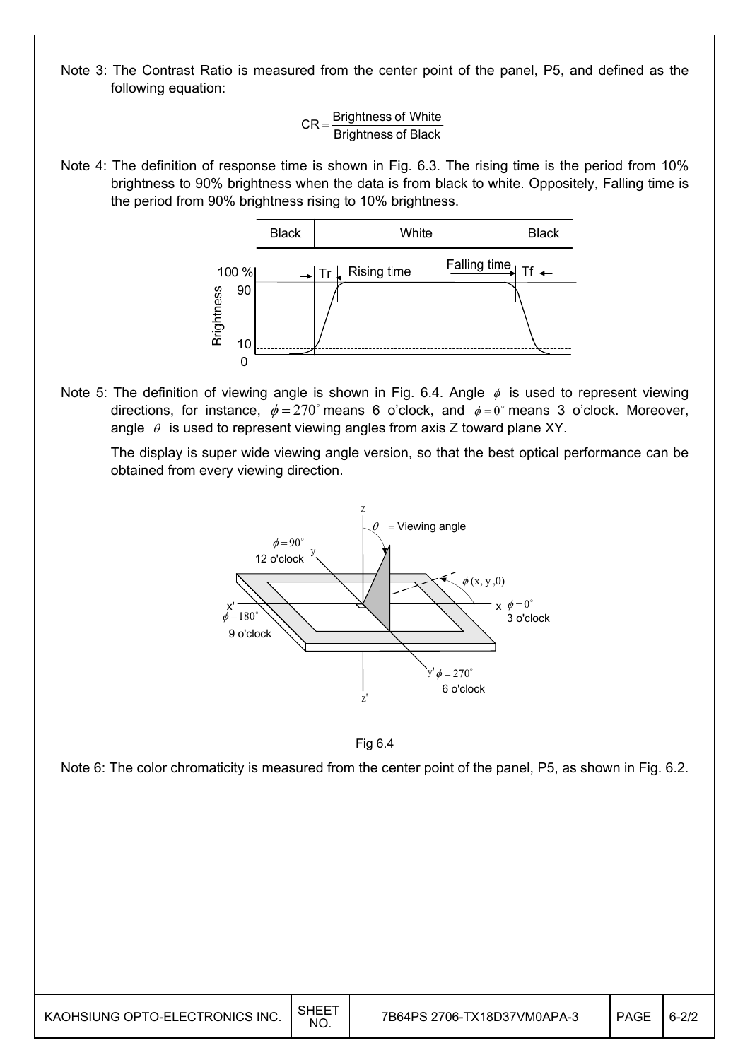Note 3: The Contrast Ratio is measured from the center point of the panel, P5, and defined as the following equation:

$$CR = \frac{\text{Brightness of White}}{\text{Brightness of Black}}$$

Note 4: The definition of response time is shown in Fig. 6.3. The rising time is the period from 10% brightness to 90% brightness when the data is from black to white. Oppositely, Falling time is the period from 90% brightness rising to 10% brightness.

Note 5: The definition of viewing angle is shown in Fig. 6.4. Angle $\phi$ is used to represent viewing directions, for instance, $\phi = 270^\circ$ means 6 o'clock, and $\phi = 0^\circ$ means 3 o'clock. Moreover, angle $\theta$ is used to represent viewing angles from axis Z toward plane XY.

The display is super wide viewing angle version, so that the best optical performance can be obtained from every viewing direction.

Fig 6.4

Note 6: The color chromaticity is measured from the center point of the panel, P5, as shown in Fig. 6.2.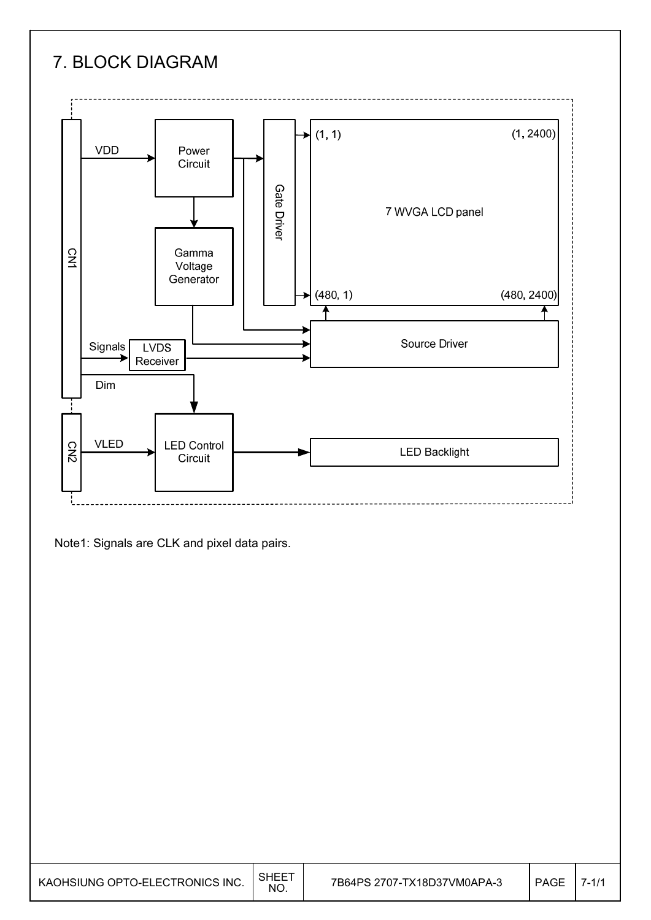# 7. BLOCK DIAGRAM

CN1

VDD

Power Circuit

Gamma Voltage Generator

Gate Driver

(1, 1)

(1, 2400)

7 WVGA LCD panel

(480, 1)

(480, 2400)

Signals

LVDS Receiver

Source Driver

Dim

CN2

VLED

LED Control Circuit

LED Backlight

Note1: Signals are CLK and pixel data pairs.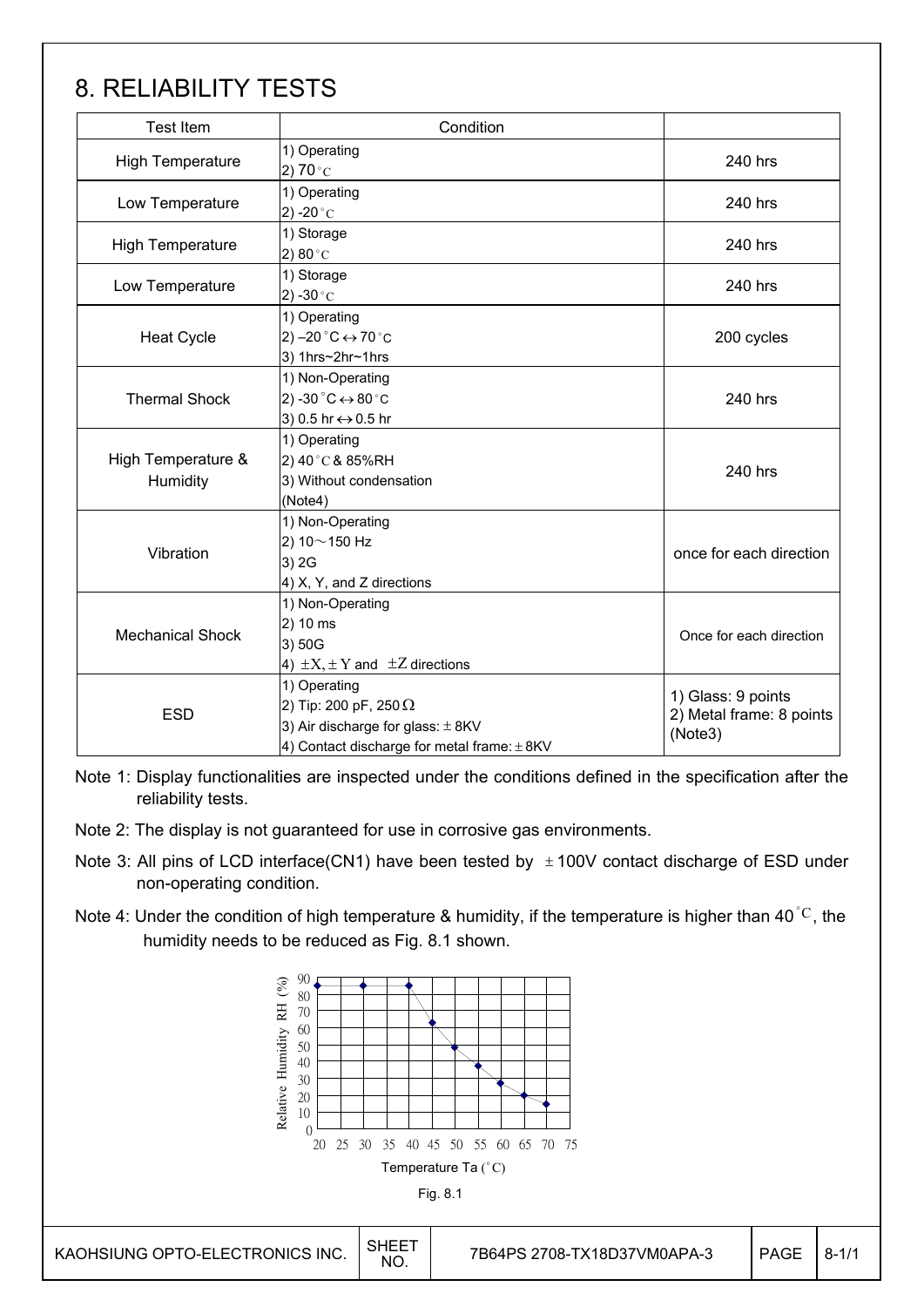# 8. RELIABILITY TESTS

| Test Item | Condition | |
|---|---|---|
| High Temperature | 1) Operating<br>2) 70°C | 240 hrs |
| Low Temperature | 1) Operating<br>2) -20°C | 240 hrs |
| High Temperature | 1) Storage<br>2) 80°C | 240 hrs |
| Low Temperature | 1) Storage<br>2) -30°C | 240 hrs |
| Heat Cycle | 1) Operating<br>2) –20°C ↔ 70°C<br>3) 1hrs~2hr~1hrs | 200 cycles |
| Thermal Shock | 1) Non-Operating<br>2) -30°C ↔ 80°C<br>3) 0.5 hr ↔ 0.5 hr | 240 hrs |
| High Temperature & Humidity | 1) Operating<br>2) 40°C & 85%RH<br>3) Without condensation<br>(Note4) | 240 hrs |
| Vibration | 1) Non-Operating<br>2) 10～150 Hz<br>3) 2G<br>4) X, Y, and Z directions | once for each direction |
| Mechanical Shock | 1) Non-Operating<br>2) 10 ms<br>3) 50G<br>4) ±X, ±Y and ±Z directions | Once for each direction |
| ESD | 1) Operating<br>2) Tip: 200 pF, 250 Ω<br>3) Air discharge for glass: ± 8KV<br>4) Contact discharge for metal frame: ± 8KV | 1) Glass: 9 points<br>2) Metal frame: 8 points<br>(Note3) |

Note 1: Display functionalities are inspected under the conditions defined in the specification after the reliability tests.

Note 2: The display is not guaranteed for use in corrosive gas environments.

Note 3: All pins of LCD interface(CN1) have been tested by ±100V contact discharge of ESD under non-operating condition.

Note 4: Under the condition of high temperature & humidity, if the temperature is higher than 40°C, the humidity needs to be reduced as Fig. 8.1 shown.

Relative Humidity RH (%)
0 10 20 30 40 50 60 70 80 90
20 25 30 35 40 45 50 55 60 65 70 75
Temperature Ta (°C)

Fig. 8.1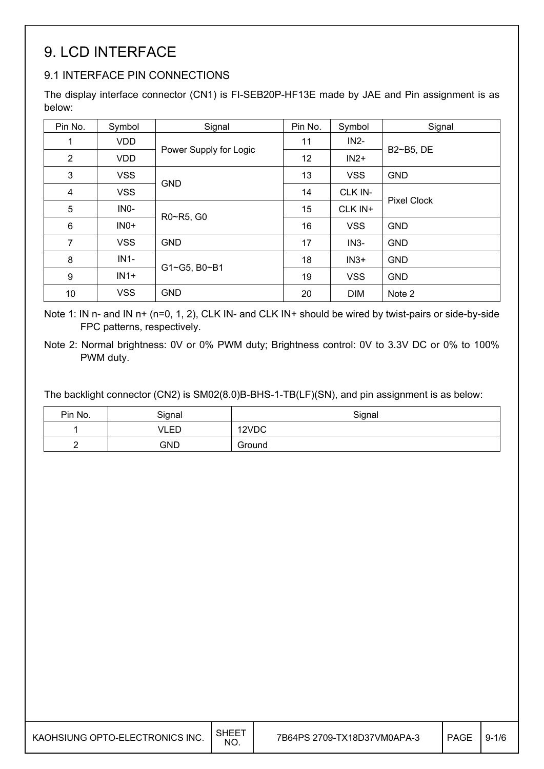# 9. LCD INTERFACE

## 9.1 INTERFACE PIN CONNECTIONS

The display interface connector (CN1) is FI-SEB20P-HF13E made by JAE and Pin assignment is as below:

| Pin No. | Symbol | Signal | Pin No. | Symbol | Signal |
|---|---|---|---|---|---|
| 1 | VDD | Power Supply for Logic | 11 | IN2- | B2~B5, DE |
| 2 | VDD | | 12 | IN2+ | |
| 3 | VSS | GND | 13 | VSS | GND |
| 4 | VSS | | 14 | CLK IN- | Pixel Clock |
| 5 | IN0- | R0~R5, G0 | 15 | CLK IN+ | |
| 6 | IN0+ | | 16 | VSS | GND |
| 7 | VSS | GND | 17 | IN3- | GND |
| 8 | IN1- | G1~G5, B0~B1 | 18 | IN3+ | GND |
| 9 | IN1+ | | 19 | VSS | GND |
| 10 | VSS | GND | 20 | DIM | Note 2 |

Note 1: IN n- and IN n+ (n=0, 1, 2), CLK IN- and CLK IN+ should be wired by twist-pairs or side-by-side FPC patterns, respectively.

Note 2: Normal brightness: 0V or 0% PWM duty; Brightness control: 0V to 3.3V DC or 0% to 100% PWM duty.

The backlight connector (CN2) is SM02(8.0)B-BHS-1-TB(LF)(SN), and pin assignment is as below:

| Pin No. | Signal | Signal |
|---|---|---|
| 1 | VLED | 12VDC |
| 2 | GND | Ground |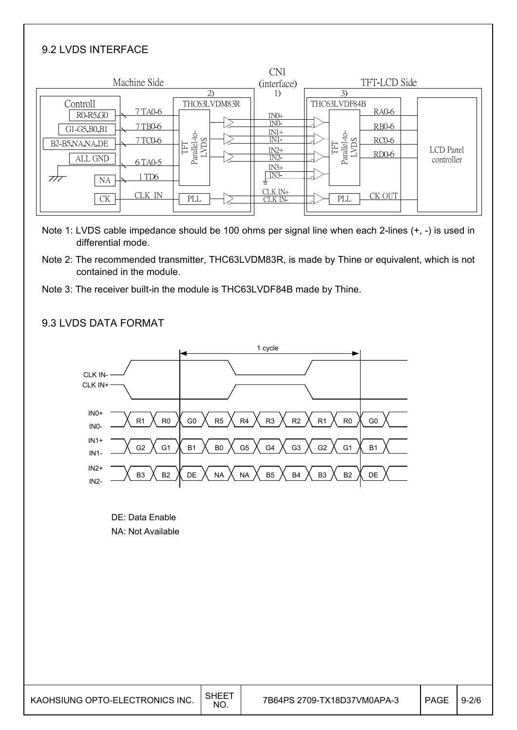## 9.2 LVDS INTERFACE

Machine Side

CN1 (interface)

TFT-LCD Side

2)

1)

3)

Controll

THC63LVDM83R

THC63LVDF84B

R0-R5,G0

G1-G5,B0,B1

B2-B5,NA,NA,DE

ALL GND

NA

CK

7 TA0-6

7 TB0-6

7 TC0-6

6 TA0-5

1 TD6

CLK IN

TFT Parallel-to-LVDS

PLL

IN0+

IN0-

IN1+

IN1-

IN2+

IN2-

IN3+

IN3-

CLK IN+

CLK IN-

TFT Parallel-to-LVDS

PLL

RA0-6

RB0-6

RC0-6

RD0-6

CK OUT

LCD Panel controller

Note 1: LVDS cable impedance should be 100 ohms per signal line when each 2-lines (+, -) is used in differential mode.

Note 2: The recommended transmitter, THC63LVDM83R, is made by Thine or equivalent, which is not contained in the module.

Note 3: The receiver built-in the module is THC63LVDF84B made by Thine.

## 9.3 LVDS DATA FORMAT

1 cycle

CLK IN-

CLK IN+

IN0+ / IN0-: R1, R0, G0, R5, R4, R3, R2, R1, R0, G0

IN1+ / IN1-: G2, G1, B1, B0, G5, G4, G3, G2, G1, B1

IN2+ / IN2-: B3, B2, DE, NA, NA, B5, B4, B3, B2, DE

DE: Data Enable

NA: Not Available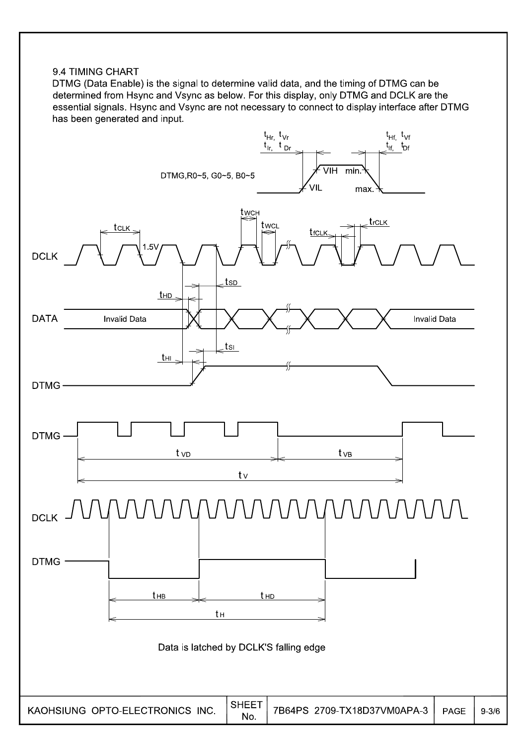### 9.4 TIMING CHART

DTMG (Data Enable) is the signal to determine valid data, and the timing of DTMG can be determined from Hsync and Vsync as below. For this display, only DTMG and DCLK are the essential signals. Hsync and Vsync are not necessary to connect to display interface after DTMG has been generated and input.

$t_{Hr}$, $t_{Vr}$, $t_{Ir}$, $t_{Dr}$

$t_{Hf}$, $t_{Vf}$, $t_{If}$, $t_{Df}$

DTMG,R0~5, G0~5, B0~5

VIH min.

VIL max.

$t_{CLK}$

1.5V

$t_{WCH}$

$t_{WCL}$

$t_{fCLK}$

$t_{rCLK}$

DCLK

$t_{SD}$

$t_{HD}$

DATA

Invalid Data

Invalid Data

$t_{SI}$

$t_{HI}$

DTMG

DTMG

$t_{VD}$

$t_{VB}$

$t_V$

DCLK

DTMG

$t_{HB}$

$t_{HD}$

$t_H$

Data is latched by DCLK'S falling edge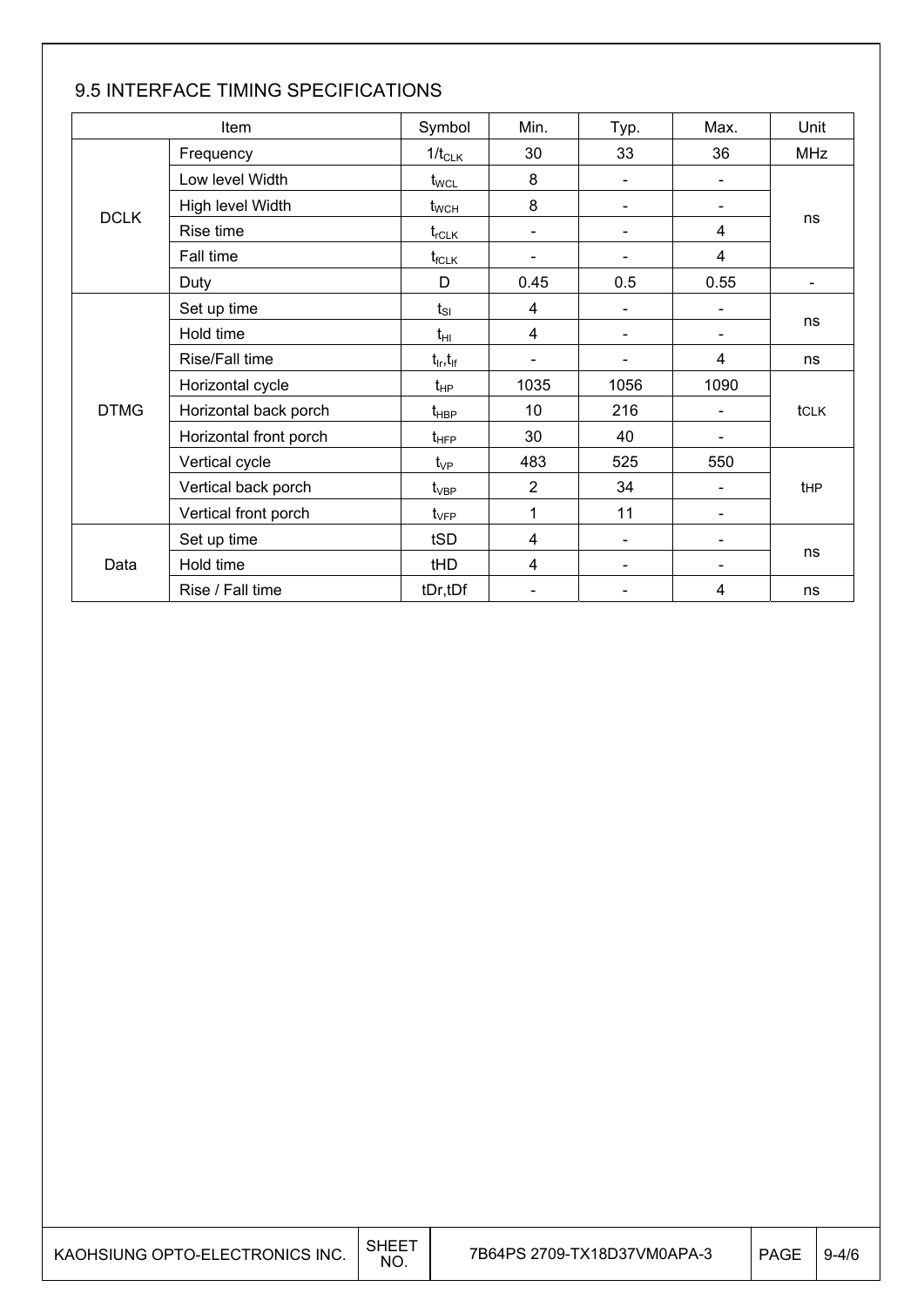## 9.5 INTERFACE TIMING SPECIFICATIONS

| Item | | Symbol | Min. | Typ. | Max. | Unit |
|---|---|---|---|---|---|---|
| DCLK | Frequency | $1/t_{CLK}$ | 30 | 33 | 36 | MHz |
| | Low level Width | $t_{WCL}$ | 8 | - | - | ns |
| | High level Width | $t_{WCH}$ | 8 | - | - | |
| | Rise time | $t_{rCLK}$ | - | - | 4 | |
| | Fall time | $t_{fCLK}$ | - | - | 4 | |
| | Duty | D | 0.45 | 0.5 | 0.55 | - |
| DTMG | Set up time | $t_{SI}$ | 4 | - | - | ns |
| | Hold time | $t_{HI}$ | 4 | - | - | |
| | Rise/Fall time | $t_{Ir},t_{If}$ | - | - | 4 | ns |
| | Horizontal cycle | $t_{HP}$ | 1035 | 1056 | 1090 | tCLK |
| | Horizontal back porch | $t_{HBP}$ | 10 | 216 | - | |
| | Horizontal front porch | $t_{HFP}$ | 30 | 40 | - | |
| | Vertical cycle | $t_{VP}$ | 483 | 525 | 550 | tHP |
| | Vertical back porch | $t_{VBP}$ | 2 | 34 | - | |
| | Vertical front porch | $t_{VFP}$ | 1 | 11 | - | |
| Data | Set up time | tSD | 4 | - | - | ns |
| | Hold time | tHD | 4 | - | - | |
| | Rise / Fall time | tDr,tDf | - | - | 4 | ns |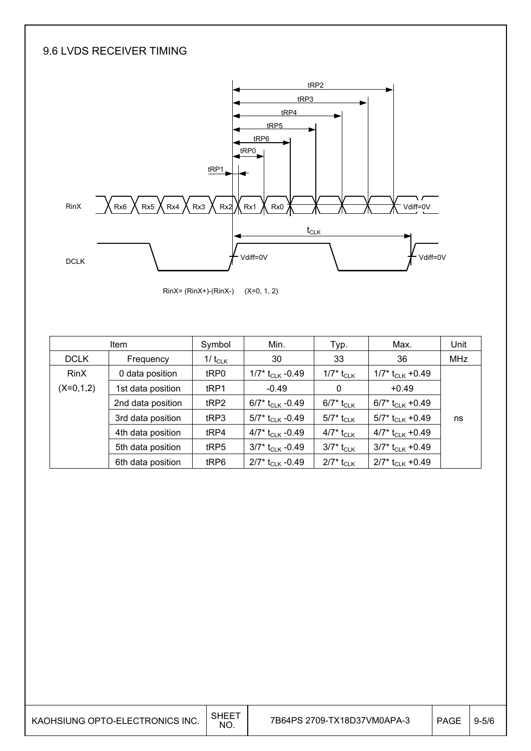## 9.6 LVDS RECEIVER TIMING

tRP2
tRP3
tRP4
tRP5
tRP6
tRP0
tRP1

RinX Rx6 Rx5 Rx4 Rx3 Rx2 Rx1 Rx0 Vdiff=0V

$t_{CLK}$

DCLK Vdiff=0V Vdiff=0V

RinX= (RinX+)-(RinX-) (X=0, 1, 2)

| Item | | Symbol | Min. | Typ. | Max. | Unit |
|---|---|---|---|---|---|---|
| DCLK | Frequency | $1/t_{CLK}$ | 30 | 33 | 36 | MHz |
| RinX (X=0,1,2) | 0 data position | tRP0 | $1/7^* t_{CLK}$ -0.49 | $1/7^* t_{CLK}$ | $1/7^* t_{CLK}$ +0.49 | ns |
| | 1st data position | tRP1 | -0.49 | 0 | +0.49 | |
| | 2nd data position | tRP2 | $6/7^* t_{CLK}$ -0.49 | $6/7^* t_{CLK}$ | $6/7^* t_{CLK}$ +0.49 | |
| | 3rd data position | tRP3 | $5/7^* t_{CLK}$ -0.49 | $5/7^* t_{CLK}$ | $5/7^* t_{CLK}$ +0.49 | |
| | 4th data position | tRP4 | $4/7^* t_{CLK}$ -0.49 | $4/7^* t_{CLK}$ | $4/7^* t_{CLK}$ +0.49 | |
| | 5th data position | tRP5 | $3/7^* t_{CLK}$ -0.49 | $3/7^* t_{CLK}$ | $3/7^* t_{CLK}$ +0.49 | |
| | 6th data position | tRP6 | $2/7^* t_{CLK}$ -0.49 | $2/7^* t_{CLK}$ | $2/7^* t_{CLK}$ +0.49 | |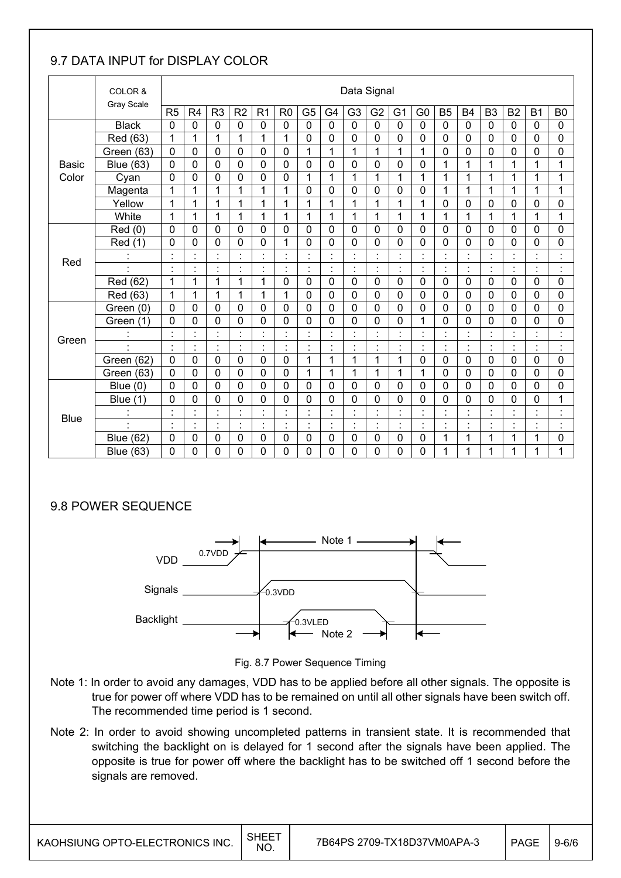## 9.7 DATA INPUT for DISPLAY COLOR

| | COLOR & Gray Scale | Data Signal | | | | | | | | | | | | | | | | | |
|---|---|---|---|---|---|---|---|---|---|---|---|---|---|---|---|---|---|---|---|
| | | R5 | R4 | R3 | R2 | R1 | R0 | G5 | G4 | G3 | G2 | G1 | G0 | B5 | B4 | B3 | B2 | B1 | B0 |
| Basic Color | Black | 0 | 0 | 0 | 0 | 0 | 0 | 0 | 0 | 0 | 0 | 0 | 0 | 0 | 0 | 0 | 0 | 0 | 0 |
| | Red (63) | 1 | 1 | 1 | 1 | 1 | 1 | 0 | 0 | 0 | 0 | 0 | 0 | 0 | 0 | 0 | 0 | 0 | 0 |
| | Green (63) | 0 | 0 | 0 | 0 | 0 | 0 | 1 | 1 | 1 | 1 | 1 | 1 | 0 | 0 | 0 | 0 | 0 | 0 |
| | Blue (63) | 0 | 0 | 0 | 0 | 0 | 0 | 0 | 0 | 0 | 0 | 0 | 0 | 1 | 1 | 1 | 1 | 1 | 1 |
| | Cyan | 0 | 0 | 0 | 0 | 0 | 0 | 1 | 1 | 1 | 1 | 1 | 1 | 1 | 1 | 1 | 1 | 1 | 1 |
| | Magenta | 1 | 1 | 1 | 1 | 1 | 1 | 0 | 0 | 0 | 0 | 0 | 0 | 1 | 1 | 1 | 1 | 1 | 1 |
| | Yellow | 1 | 1 | 1 | 1 | 1 | 1 | 1 | 1 | 1 | 1 | 1 | 1 | 0 | 0 | 0 | 0 | 0 | 0 |
| | White | 1 | 1 | 1 | 1 | 1 | 1 | 1 | 1 | 1 | 1 | 1 | 1 | 1 | 1 | 1 | 1 | 1 | 1 |
| Red | Red (0) | 0 | 0 | 0 | 0 | 0 | 0 | 0 | 0 | 0 | 0 | 0 | 0 | 0 | 0 | 0 | 0 | 0 | 0 |
| | Red (1) | 0 | 0 | 0 | 0 | 0 | 1 | 0 | 0 | 0 | 0 | 0 | 0 | 0 | 0 | 0 | 0 | 0 | 0 |
| | : | : | : | : | : | : | : | : | : | : | : | : | : | : | : | : | : | : | : |
| | : | : | : | : | : | : | : | : | : | : | : | : | : | : | : | : | : | : | : |
| | Red (62) | 1 | 1 | 1 | 1 | 1 | 0 | 0 | 0 | 0 | 0 | 0 | 0 | 0 | 0 | 0 | 0 | 0 | 0 |
| | Red (63) | 1 | 1 | 1 | 1 | 1 | 1 | 0 | 0 | 0 | 0 | 0 | 0 | 0 | 0 | 0 | 0 | 0 | 0 |
| Green | Green (0) | 0 | 0 | 0 | 0 | 0 | 0 | 0 | 0 | 0 | 0 | 0 | 0 | 0 | 0 | 0 | 0 | 0 | 0 |
| | Green (1) | 0 | 0 | 0 | 0 | 0 | 0 | 0 | 0 | 0 | 0 | 0 | 1 | 0 | 0 | 0 | 0 | 0 | 0 |
| | : | : | : | : | : | : | : | : | : | : | : | : | : | : | : | : | : | : | : |
| | : | : | : | : | : | : | : | : | : | : | : | : | : | : | : | : | : | : | : |
| | Green (62) | 0 | 0 | 0 | 0 | 0 | 0 | 1 | 1 | 1 | 1 | 1 | 0 | 0 | 0 | 0 | 0 | 0 | 0 |
| | Green (63) | 0 | 0 | 0 | 0 | 0 | 0 | 1 | 1 | 1 | 1 | 1 | 1 | 0 | 0 | 0 | 0 | 0 | 0 |
| Blue | Blue (0) | 0 | 0 | 0 | 0 | 0 | 0 | 0 | 0 | 0 | 0 | 0 | 0 | 0 | 0 | 0 | 0 | 0 | 0 |
| | Blue (1) | 0 | 0 | 0 | 0 | 0 | 0 | 0 | 0 | 0 | 0 | 0 | 0 | 0 | 0 | 0 | 0 | 0 | 1 |
| | : | : | : | : | : | : | : | : | : | : | : | : | : | : | : | : | : | : | : |
| | : | : | : | : | : | : | : | : | : | : | : | : | : | : | : | : | : | : | : |
| | Blue (62) | 0 | 0 | 0 | 0 | 0 | 0 | 0 | 0 | 0 | 0 | 0 | 0 | 1 | 1 | 1 | 1 | 1 | 0 |
| | Blue (63) | 0 | 0 | 0 | 0 | 0 | 0 | 0 | 0 | 0 | 0 | 0 | 0 | 1 | 1 | 1 | 1 | 1 | 1 |

## 9.8 POWER SEQUENCE

VDD
0.7VDD
Note 1
Signals
0.3VDD
Backlight
0.3VLED
Note 2

Fig. 8.7 Power Sequence Timing

Note 1: In order to avoid any damages, VDD has to be applied before all other signals. The opposite is true for power off where VDD has to be remained on until all other signals have been switch off. The recommended time period is 1 second.

Note 2: In order to avoid showing uncompleted patterns in transient state. It is recommended that switching the backlight on is delayed for 1 second after the signals have been applied. The opposite is true for power off where the backlight has to be switched off 1 second before the signals are removed.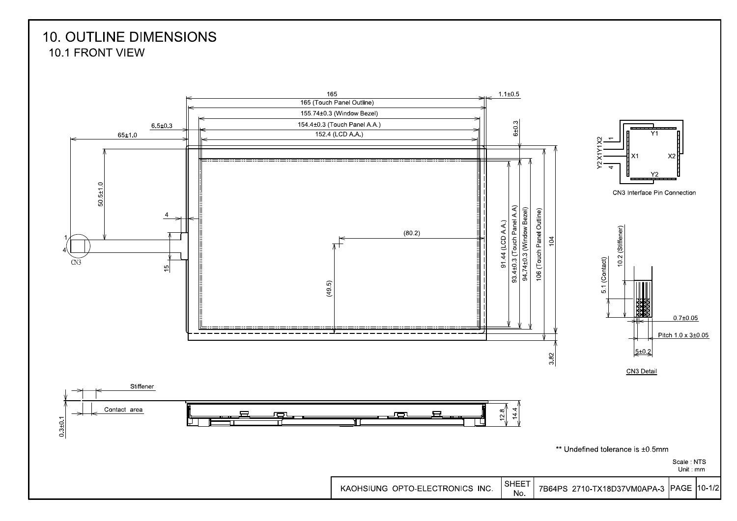# 10. OUTLINE DIMENSIONS

## 10.1 FRONT VIEW

165

165 (Touch Panel Outline)

155.74±0.3 (Window Bezel)

154.4±0.3 (Touch Panel A.A.)

152.4 (LCD A.A.)

1.1±0.5

6.5±0.3

65±1.0

6±0.3

50.5±1.0

4

(80.2)

1

4

CN3

15

(49.5)

91.44 (LCD A.A.)

93.4±0.3 (Touch Panel A.A)

94.74±0.3 (Window Bezel)

106 (Touch Panel Outline)

104

3.82

Y2 X1 Y1 X2

1

4

Y1

X1

X2

Y2

CN3 Interface Pin Connection

10.2 (Stiffener)

5.1 (Contact)

0.7±0.05

Pitch 1.0 x 3±0.05

5±0.2

CN3 Detail

Stiffener

Contact area

0.3±0.1

12.8

14.4

** Undefined tolerance is ±0.5mm

Scale : NTS

Unit : mm

| KAOHSIUNG OPTO-ELECTRONICS INC. | SHEET No. | 7B64PS 2710-TX18D37VM0APA-3 | PAGE | 10-1/2 |
|---|---|---|---|---|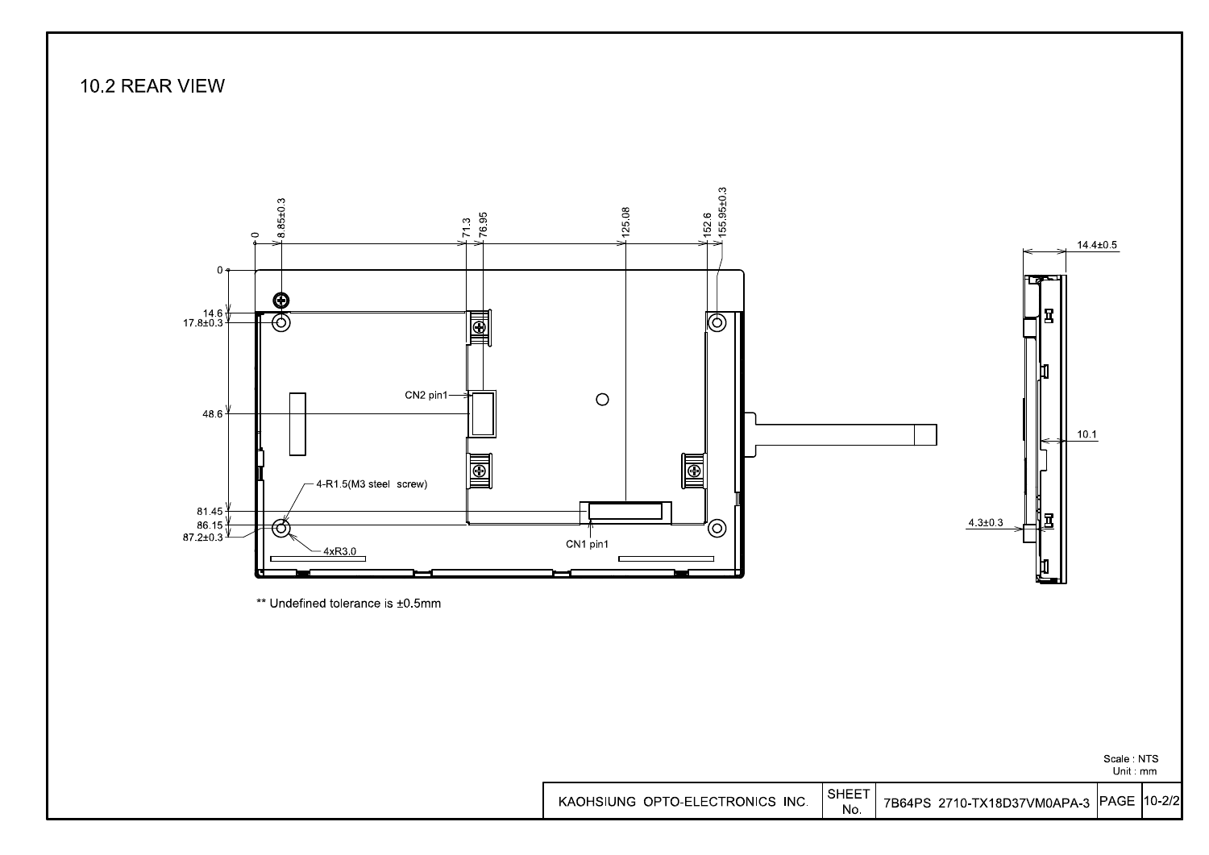## 10.2 REAR VIEW

0
8.85±0.3
71.3
76.95
125.08
152.6
155.95±0.3

0
14.6
17.8±0.3
48.6
81.45
86.15
87.2±0.3

CN2 pin1
4-R1.5(M3 steel screw)
4xR3.0
CN1 pin1

14.4±0.5
10.1
4.3±0.3

** Undefined tolerance is ±0.5mm

Scale : NTS
Unit : mm

| KAOHSIUNG OPTO-ELECTRONICS INC. | SHEET No. | 7B64PS 2710-TX18D37VM0APA-3 | PAGE | 10-2/2 |
|---|---|---|---|---|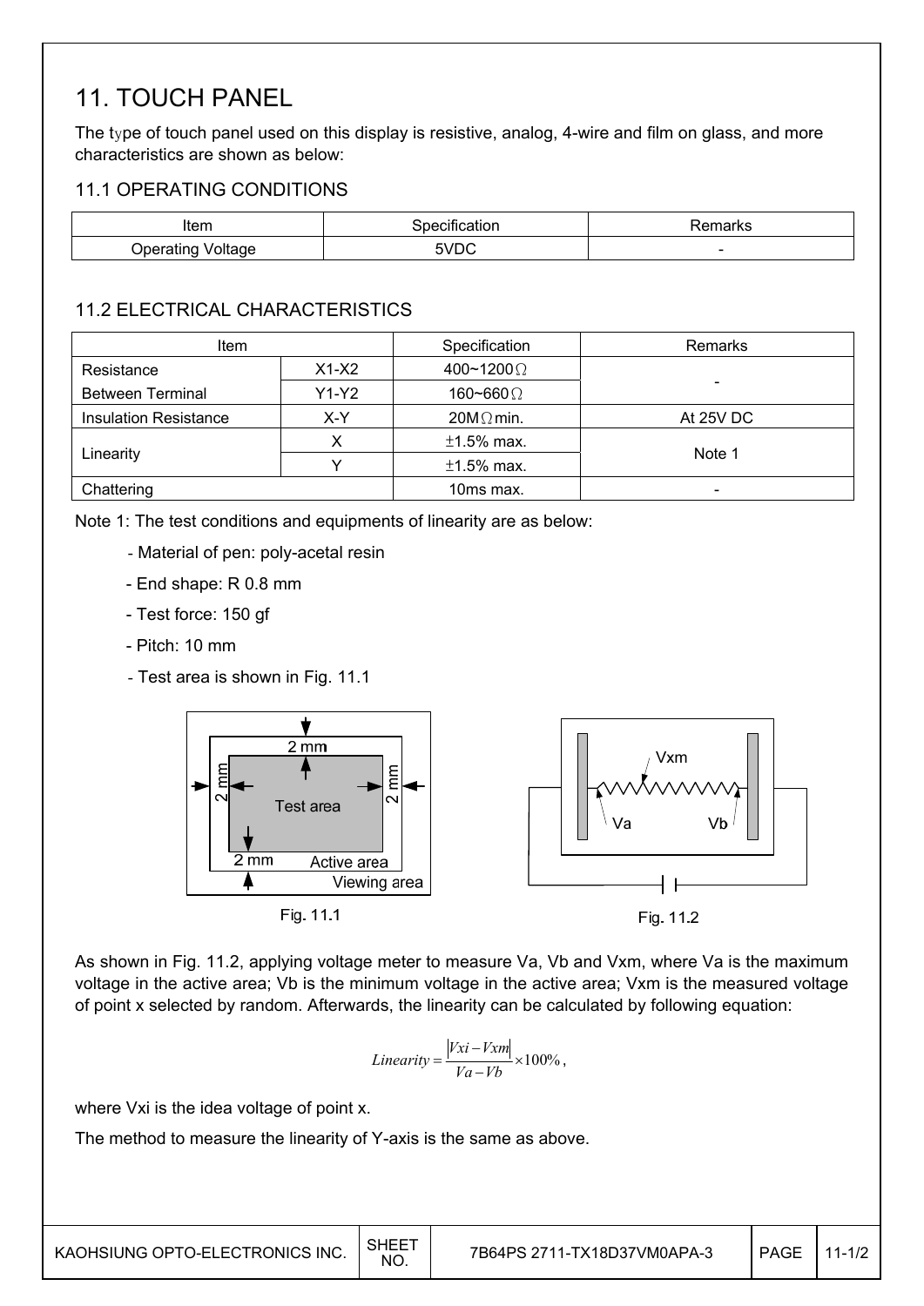# 11. TOUCH PANEL

The type of touch panel used on this display is resistive, analog, 4-wire and film on glass, and more characteristics are shown as below:

## 11.1 OPERATING CONDITIONS

| Item | Specification | Remarks |
|---|---|---|
| Operating Voltage | 5VDC | - |

## 11.2 ELECTRICAL CHARACTERISTICS

| Item | | Specification | Remarks |
|---|---|---|---|
| Resistance Between Terminal | X1-X2 | 400~1200Ω | - |
| | Y1-Y2 | 160~660Ω | |
| Insulation Resistance | X-Y | 20MΩ min. | At 25V DC |
| Linearity | X | ±1.5% max. | Note 1 |
| | Y | ±1.5% max. | |
| Chattering | | 10ms max. | - |

Note 1: The test conditions and equipments of linearity are as below:

- Material of pen: poly-acetal resin
- End shape: R 0.8 mm
- Test force: 150 gf
- Pitch: 10 mm
- Test area is shown in Fig. 11.1

2 mm
2 mm
2 mm
2 mm
Test area
Active area
Viewing area

Fig. 11.1

Vxm
Va
Vb

Fig. 11.2

As shown in Fig. 11.2, applying voltage meter to measure Va, Vb and Vxm, where Va is the maximum voltage in the active area; Vb is the minimum voltage in the active area; Vxm is the measured voltage of point x selected by random. Afterwards, the linearity can be calculated by following equation:

$$Linearity = \frac{|Vxi - Vxm|}{Va - Vb} \times 100\%,$$

where Vxi is the idea voltage of point x.

The method to measure the linearity of Y-axis is the same as above.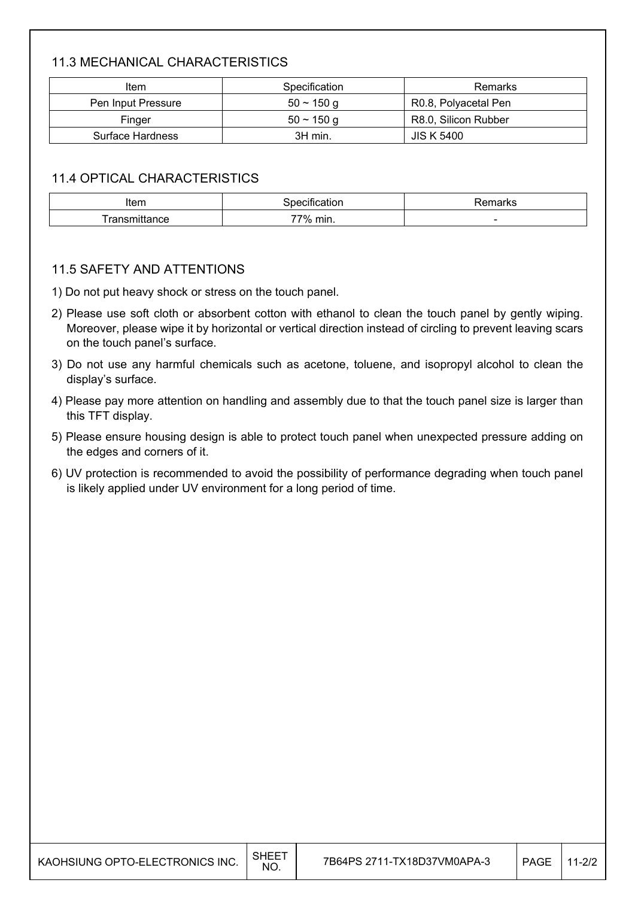### 11.3 MECHANICAL CHARACTERISTICS

| Item | Specification | Remarks |
|---|---|---|
| Pen Input Pressure | 50 ~ 150 g | R0.8, Polyacetal Pen |
| Finger | 50 ~ 150 g | R8.0, Silicon Rubber |
| Surface Hardness | 3H min. | JIS K 5400 |

### 11.4 OPTICAL CHARACTERISTICS

| Item | Specification | Remarks |
|---|---|---|
| Transmittance | 77% min. | - |

### 11.5 SAFETY AND ATTENTIONS

1) Do not put heavy shock or stress on the touch panel.
2) Please use soft cloth or absorbent cotton with ethanol to clean the touch panel by gently wiping. Moreover, please wipe it by horizontal or vertical direction instead of circling to prevent leaving scars on the touch panel's surface.
3) Do not use any harmful chemicals such as acetone, toluene, and isopropyl alcohol to clean the display's surface.
4) Please pay more attention on handling and assembly due to that the touch panel size is larger than this TFT display.
5) Please ensure housing design is able to protect touch panel when unexpected pressure adding on the edges and corners of it.
6) UV protection is recommended to avoid the possibility of performance degrading when touch panel is likely applied under UV environment for a long period of time.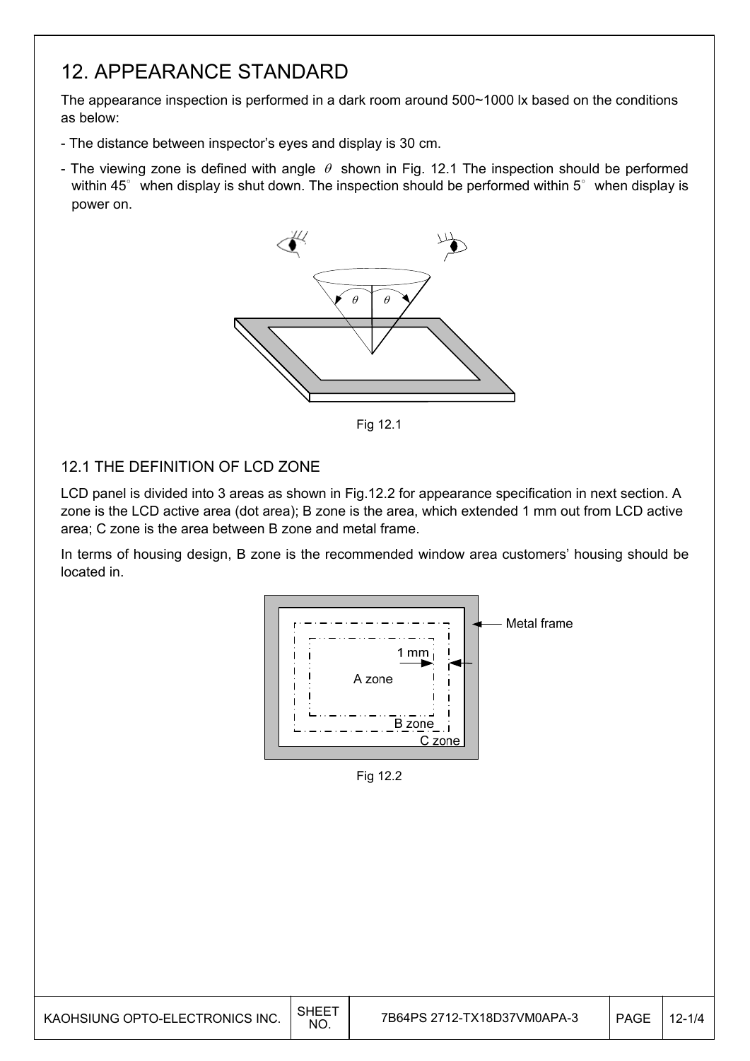# 12. APPEARANCE STANDARD

The appearance inspection is performed in a dark room around 500~1000 lx based on the conditions as below:

- The distance between inspector's eyes and display is 30 cm.
- The viewing zone is defined with angle $\theta$ shown in Fig. 12.1 The inspection should be performed within 45° when display is shut down. The inspection should be performed within 5° when display is power on.

$\theta$ $\theta$

Fig 12.1

## 12.1 THE DEFINITION OF LCD ZONE

LCD panel is divided into 3 areas as shown in Fig.12.2 for appearance specification in next section. A zone is the LCD active area (dot area); B zone is the area, which extended 1 mm out from LCD active area; C zone is the area between B zone and metal frame.

In terms of housing design, B zone is the recommended window area customers' housing should be located in.

Metal frame

1 mm

A zone

B zone

C zone

Fig 12.2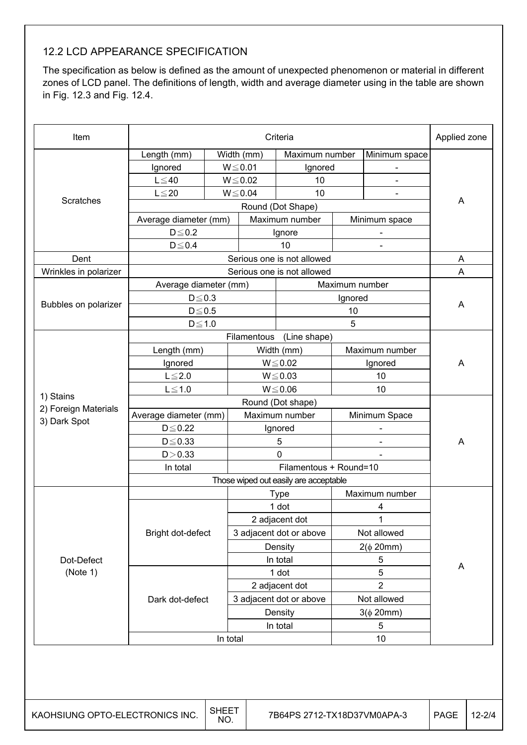## 12.2 LCD APPEARANCE SPECIFICATION

The specification as below is defined as the amount of unexpected phenomenon or material in different zones of LCD panel. The definitions of length, width and average diameter using in the table are shown in Fig. 12.3 and Fig. 12.4.

| Item | Criteria | | | | Applied zone |
|---|---|---|---|---|---|
| Scratches | Length (mm) | Width (mm) | Maximum number | Minimum space | A |
| | Ignored | W≦0.01 | Ignored | - | |
| | L≦40 | W≦0.02 | 10 | - | |
| | L≦20 | W≦0.04 | 10 | - | |
| | Round (Dot Shape) | | | | |
| | Average diameter (mm) | | Maximum number | Minimum space | |
| | D≦0.2 | | Ignore | - | |
| | D≦0.4 | | 10 | - | |
| Dent | Serious one is not allowed | | | | A |
| Wrinkles in polarizer | Serious one is not allowed | | | | A |
| Bubbles on polarizer | Average diameter (mm) | | Maximum number | | A |
| | D≦0.3 | | Ignored | | |
| | D≦0.5 | | 10 | | |
| | D≦1.0 | | 5 | | |
| 1) Stains<br>2) Foreign Materials<br>3) Dark Spot | Filamentous (Line shape) | | | | A |
| | Length (mm) | Width (mm) | Maximum number | | |
| | Ignored | W≦0.02 | Ignored | | |
| | L≦2.0 | W≦0.03 | 10 | | |
| | L≦1.0 | W≦0.06 | 10 | | |
| | Round (Dot shape) | | | | A |
| | Average diameter (mm) | Maximum number | Minimum Space | | |
| | D≦0.22 | Ignored | - | | |
| | D≦0.33 | 5 | - | | |
| | D＞0.33 | 0 | - | | |
| | In total | Filamentous + Round=10 | | | |
| | Those wiped out easily are acceptable | | | | |
| Dot-Defect (Note 1) | | Type | Maximum number | | A |
| | Bright dot-defect | 1 dot | 4 | | |
| | | 2 adjacent dot | 1 | | |
| | | 3 adjacent dot or above | Not allowed | | |
| | | Density | 2(ϕ 20mm) | | |
| | | In total | 5 | | |
| | Dark dot-defect | 1 dot | 5 | | |
| | | 2 adjacent dot | 2 | | |
| | | 3 adjacent dot or above | Not allowed | | |
| | | Density | 3(ϕ 20mm) | | |
| | | In total | 5 | | |
| | In total | | 10 | | |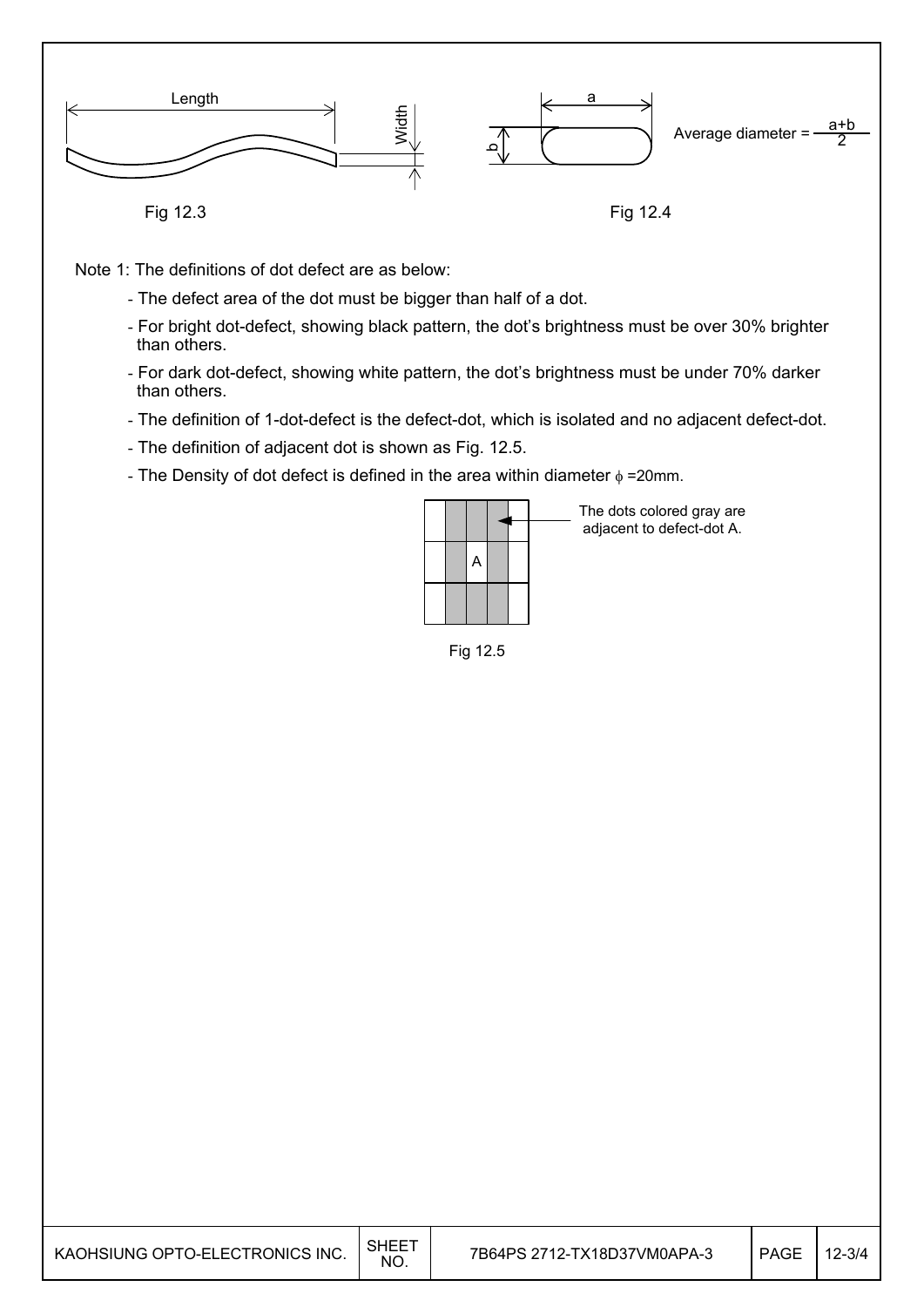Length

Width

Fig 12.3

a

b

Average diameter = $\frac{a+b}{2}$

Fig 12.4

Note 1: The definitions of dot defect are as below:

- The defect area of the dot must be bigger than half of a dot.
- For bright dot-defect, showing black pattern, the dot's brightness must be over 30% brighter than others.
- For dark dot-defect, showing white pattern, the dot's brightness must be under 70% darker than others.
- The definition of 1-dot-defect is the defect-dot, which is isolated and no adjacent defect-dot.
- The definition of adjacent dot is shown as Fig. 12.5.
- The Density of dot defect is defined in the area within diameter $\phi$ =20mm.

A

The dots colored gray are adjacent to defect-dot A.

Fig 12.5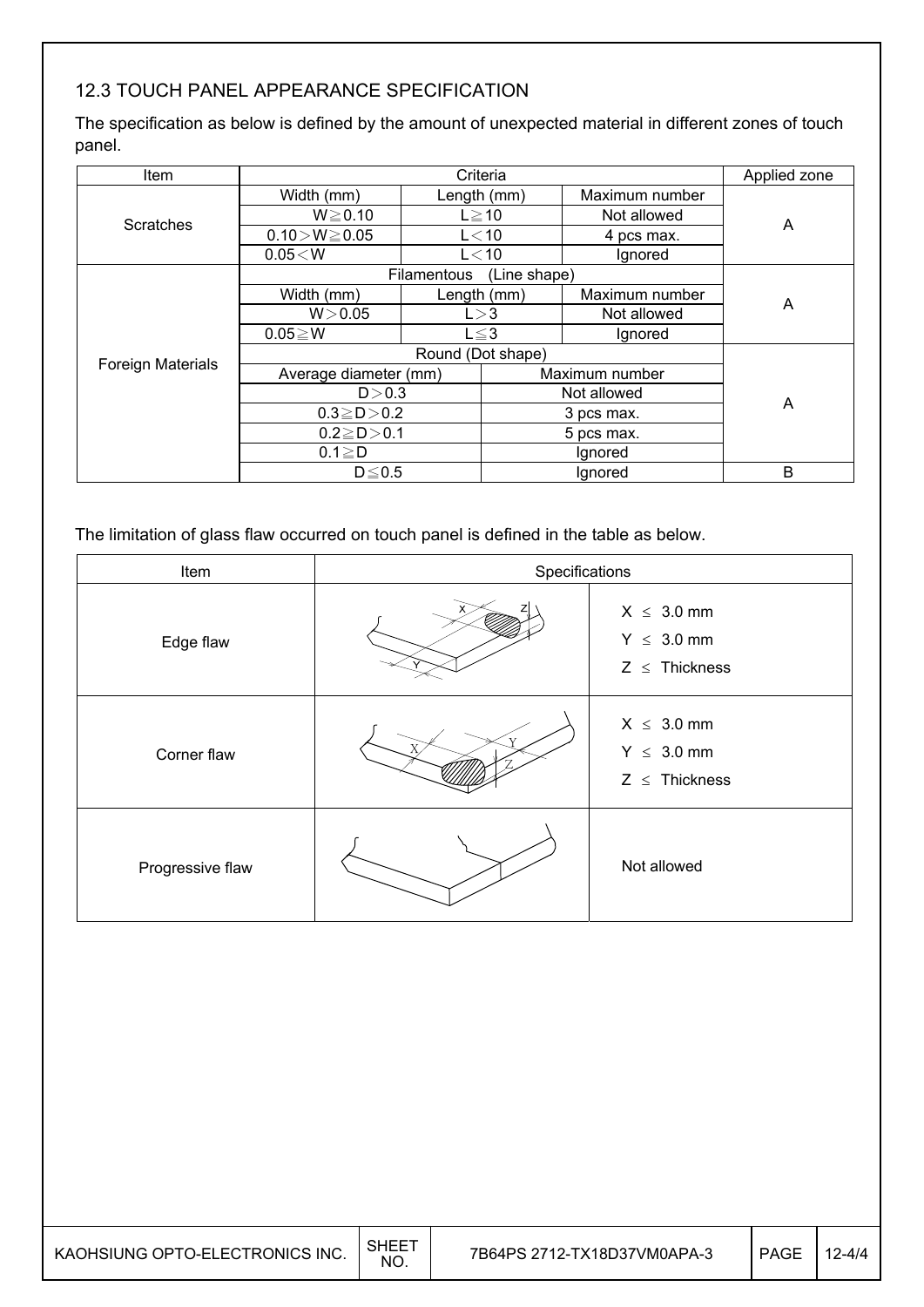## 12.3 TOUCH PANEL APPEARANCE SPECIFICATION

The specification as below is defined by the amount of unexpected material in different zones of touch panel.

| Item | Criteria | | | Applied zone |
|---|---|---|---|---|
| Scratches | Width (mm) | Length (mm) | Maximum number | A |
| | W≧0.10 | L≧10 | Not allowed | |
| | 0.10＞W≧0.05 | L＜10 | 4 pcs max. | |
| | 0.05＜W | L＜10 | Ignored | |
| Foreign Materials | Filamentous (Line shape) | | | A |
| | Width (mm) | Length (mm) | Maximum number | |
| | W＞0.05 | L＞3 | Not allowed | |
| | 0.05≧W | L≦3 | Ignored | |
| | Round (Dot shape) | | | A |
| | Average diameter (mm) | | Maximum number | |
| | D＞0.3 | | Not allowed | |
| | 0.3≧D＞0.2 | | 3 pcs max. | |
| | 0.2≧D＞0.1 | | 5 pcs max. | |
| | 0.1≧D | | Ignored | |
| | D≦0.5 | | Ignored | B |

The limitation of glass flaw occurred on touch panel is defined in the table as below.

| Item | Specifications | |
|---|---|---|
| Edge flaw | X Z Y | X ≤ 3.0 mm<br>Y ≤ 3.0 mm<br>Z ≤ Thickness |
| Corner flaw | X Y Z | X ≤ 3.0 mm<br>Y ≤ 3.0 mm<br>Z ≤ Thickness |
| Progressive flaw | | Not allowed |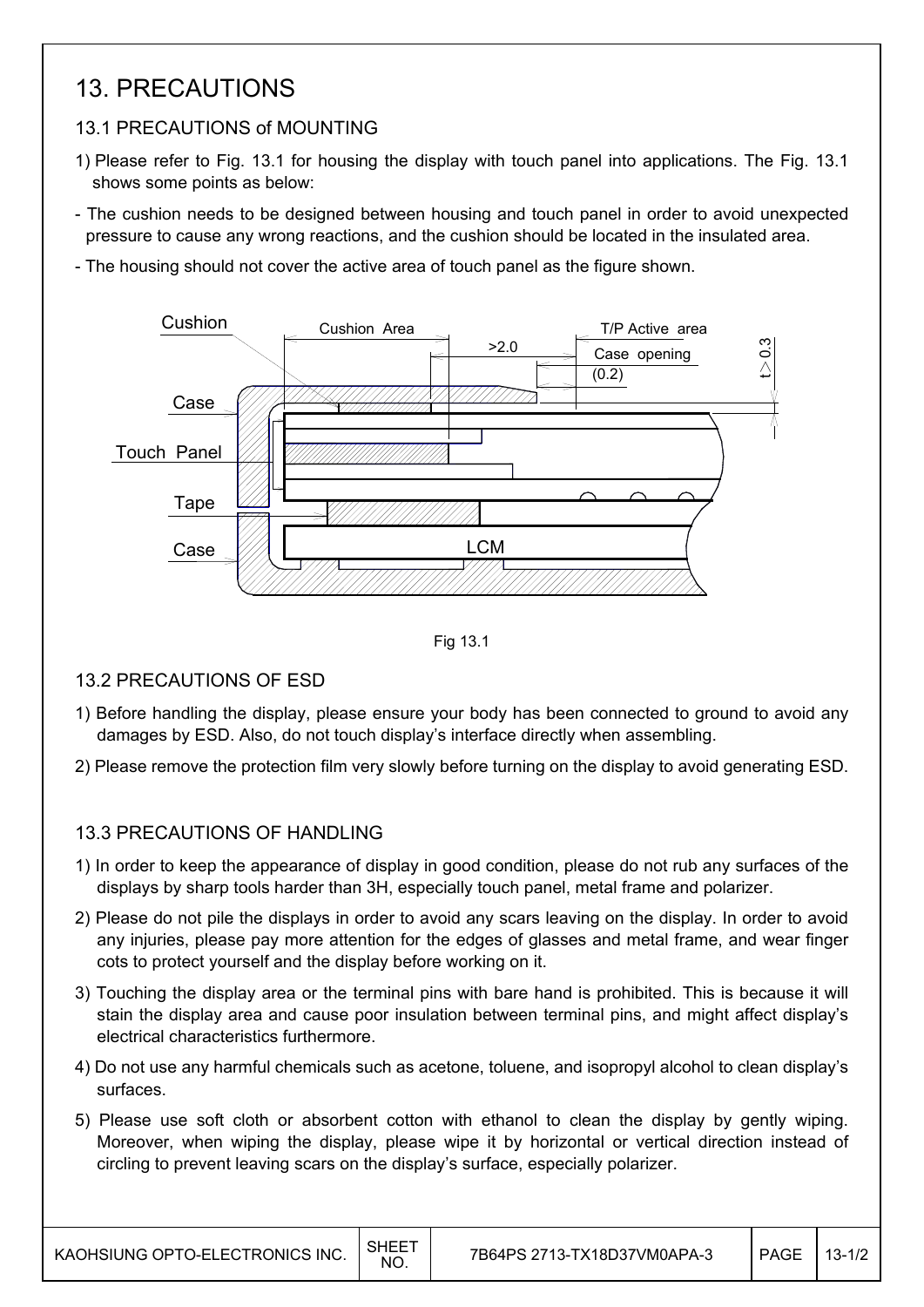# 13. PRECAUTIONS

## 13.1 PRECAUTIONS of MOUNTING

1) Please refer to Fig. 13.1 for housing the display with touch panel into applications. The Fig. 13.1 shows some points as below:

- The cushion needs to be designed between housing and touch panel in order to avoid unexpected pressure to cause any wrong reactions, and the cushion should be located in the insulated area.
- The housing should not cover the active area of touch panel as the figure shown.

Cushion

Cushion Area

>2.0

T/P Active area

Case opening

(0.2)

t>0.3

Case

Touch Panel

Tape

Case

LCM

Fig 13.1

## 13.2 PRECAUTIONS OF ESD

1) Before handling the display, please ensure your body has been connected to ground to avoid any damages by ESD. Also, do not touch display's interface directly when assembling.
2) Please remove the protection film very slowly before turning on the display to avoid generating ESD.

## 13.3 PRECAUTIONS OF HANDLING

1) In order to keep the appearance of display in good condition, please do not rub any surfaces of the displays by sharp tools harder than 3H, especially touch panel, metal frame and polarizer.
2) Please do not pile the displays in order to avoid any scars leaving on the display. In order to avoid any injuries, please pay more attention for the edges of glasses and metal frame, and wear finger cots to protect yourself and the display before working on it.
3) Touching the display area or the terminal pins with bare hand is prohibited. This is because it will stain the display area and cause poor insulation between terminal pins, and might affect display's electrical characteristics furthermore.
4) Do not use any harmful chemicals such as acetone, toluene, and isopropyl alcohol to clean display's surfaces.
5) Please use soft cloth or absorbent cotton with ethanol to clean the display by gently wiping. Moreover, when wiping the display, please wipe it by horizontal or vertical direction instead of circling to prevent leaving scars on the display's surface, especially polarizer.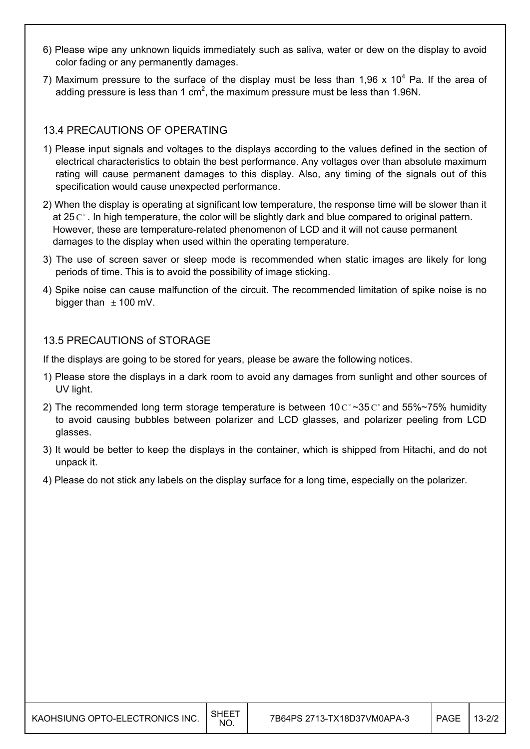6) Please wipe any unknown liquids immediately such as saliva, water or dew on the display to avoid color fading or any permanently damages.

7) Maximum pressure to the surface of the display must be less than 1,96 x $10^4$ Pa. If the area of adding pressure is less than 1 $cm^2$, the maximum pressure must be less than 1.96N.

## 13.4 PRECAUTIONS OF OPERATING

1) Please input signals and voltages to the displays according to the values defined in the section of electrical characteristics to obtain the best performance. Any voltages over than absolute maximum rating will cause permanent damages to this display. Also, any timing of the signals out of this specification would cause unexpected performance.

2) When the display is operating at significant low temperature, the response time will be slower than it at 25C°. In high temperature, the color will be slightly dark and blue compared to original pattern. However, these are temperature-related phenomenon of LCD and it will not cause permanent damages to the display when used within the operating temperature.

3) The use of screen saver or sleep mode is recommended when static images are likely for long periods of time. This is to avoid the possibility of image sticking.

4) Spike noise can cause malfunction of the circuit. The recommended limitation of spike noise is no bigger than ±100 mV.

## 13.5 PRECAUTIONS of STORAGE

If the displays are going to be stored for years, please be aware the following notices.

1) Please store the displays in a dark room to avoid any damages from sunlight and other sources of UV light.

2) The recommended long term storage temperature is between 10C°~35C° and 55%~75% humidity to avoid causing bubbles between polarizer and LCD glasses, and polarizer peeling from LCD glasses.

3) It would be better to keep the displays in the container, which is shipped from Hitachi, and do not unpack it.

4) Please do not stick any labels on the display surface for a long time, especially on the polarizer.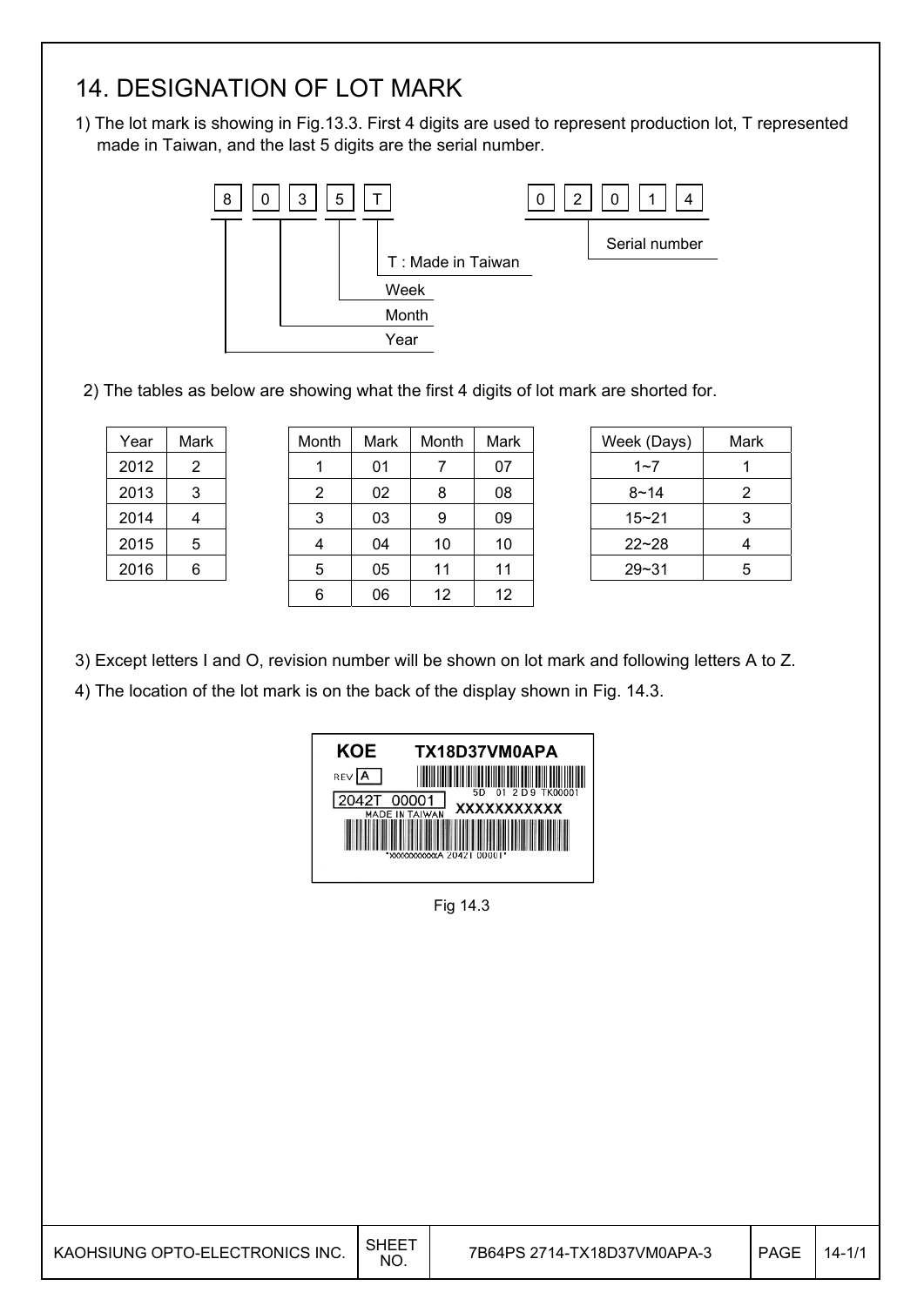# 14. DESIGNATION OF LOT MARK

1) The lot mark is showing in Fig.13.3. First 4 digits are used to represent production lot, T represented made in Taiwan, and the last 5 digits are the serial number.

8 0 3 5 T    0 2 0 1 4

Serial number

T : Made in Taiwan

Week

Month

Year

2) The tables as below are showing what the first 4 digits of lot mark are shorted for.

| Year | Mark |
|---|---|
| 2012 | 2 |
| 2013 | 3 |
| 2014 | 4 |
| 2015 | 5 |
| 2016 | 6 |

| Month | Mark | Month | Mark |
|---|---|---|---|
| 1 | 01 | 7 | 07 |
| 2 | 02 | 8 | 08 |
| 3 | 03 | 9 | 09 |
| 4 | 04 | 10 | 10 |
| 5 | 05 | 11 | 11 |
| 6 | 06 | 12 | 12 |

| Week (Days) | Mark |
|---|---|
| 1~7 | 1 |
| 8~14 | 2 |
| 15~21 | 3 |
| 22~28 | 4 |
| 29~31 | 5 |

3) Except letters I and O, revision number will be shown on lot mark and following letters A to Z.

4) The location of the lot mark is on the back of the display shown in Fig. 14.3.

KOE TX18D37VM0APA

REV A

5D 01 2 D 9 TK00001

2042T 00001

MADE IN TAIWAN

XXXXXXXXXXX

*XXXXXXXXXXA 2042T 00001*

Fig 14.3